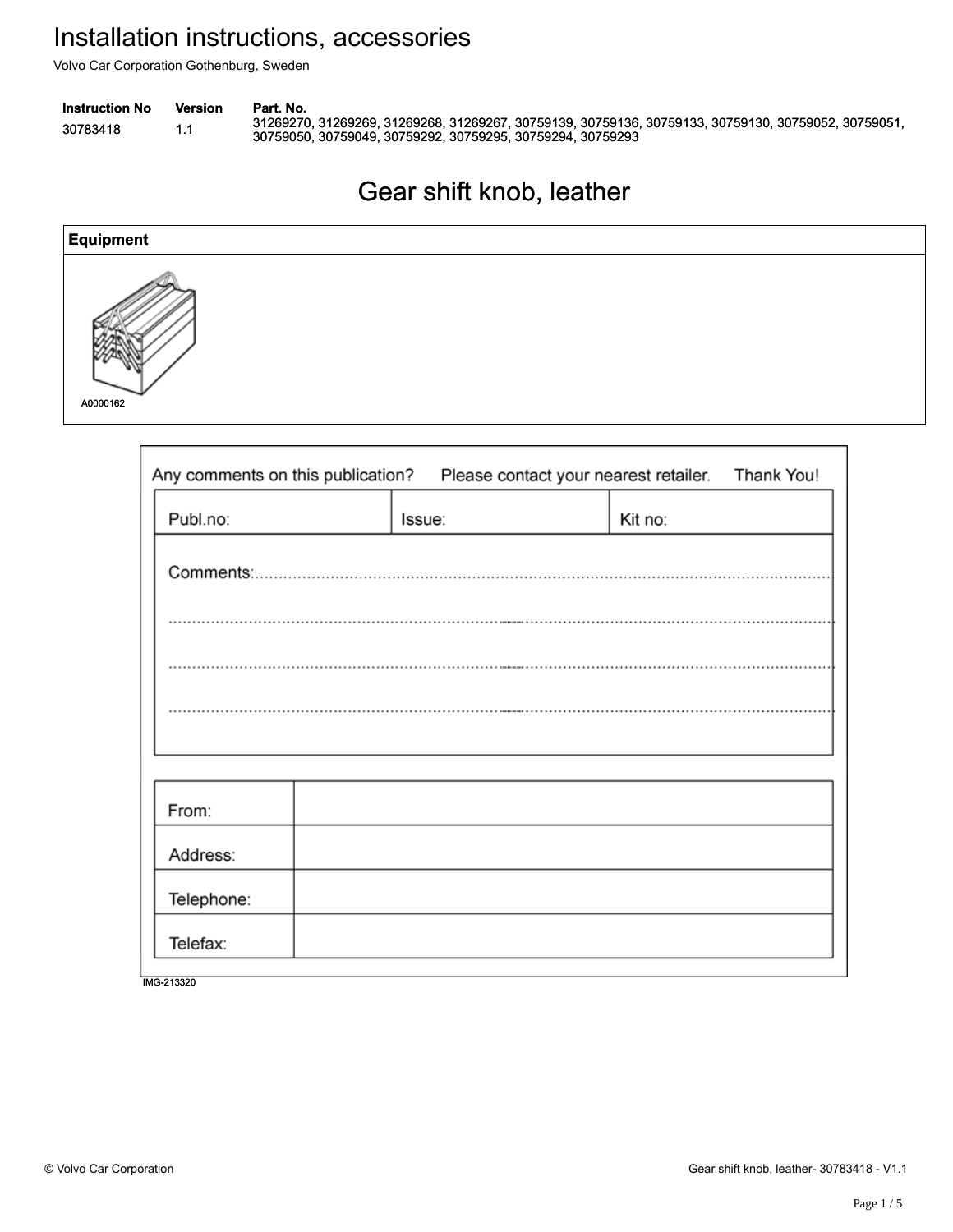# Installation instructions, accessories

Volvo Car Corporation Gothenburg, Sweden

| Instruction No | Version | Part. No. |
|---|---|---|
| 30783418 | 1.1 | 31269270, 31269269, 31269268, 31269267, 30759139, 30759136, 30759133, 30759130, 30759052, 30759051, 30759050, 30759049, 30759292, 30759295, 30759294, 30759293 |

## Gear shift knob, leather

| Equipment |
|---|
| A0000162 |

Any comments on this publication? Please contact your nearest retailer. Thank You!

| Publ.no: | Issue: | Kit no: |
|---|---|---|

Comments:......................................................................................................................

..............................................................................................................................

..............................................................................................................................

..............................................................................................................................

| From: | |
|---|---|
| Address: | |
| Telephone: | |
| Telefax: | |

IMG-213320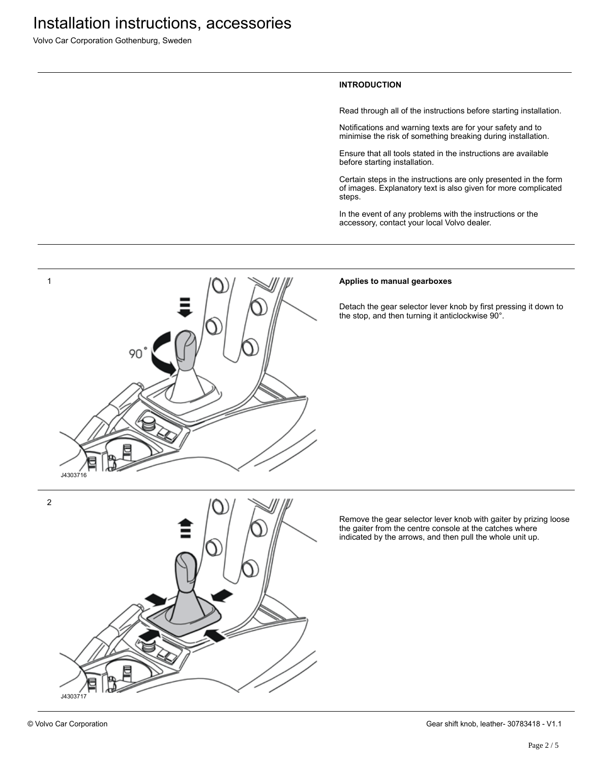## INTRODUCTION

Read through all of the instructions before starting installation.

Notifications and warning texts are for your safety and to minimise the risk of something breaking during installation.

Ensure that all tools stated in the instructions are available before starting installation.

Certain steps in the instructions are only presented in the form of images. Explanatory text is also given for more complicated steps.

In the event of any problems with the instructions or the accessory, contact your local Volvo dealer.

1

J4303716

**Applies to manual gearboxes**

Detach the gear selector lever knob by first pressing it down to the stop, and then turning it anticlockwise 90°.

2

J4303717

Remove the gear selector lever knob with gaiter by prizing loose the gaiter from the centre console at the catches where indicated by the arrows, and then pull the whole unit up.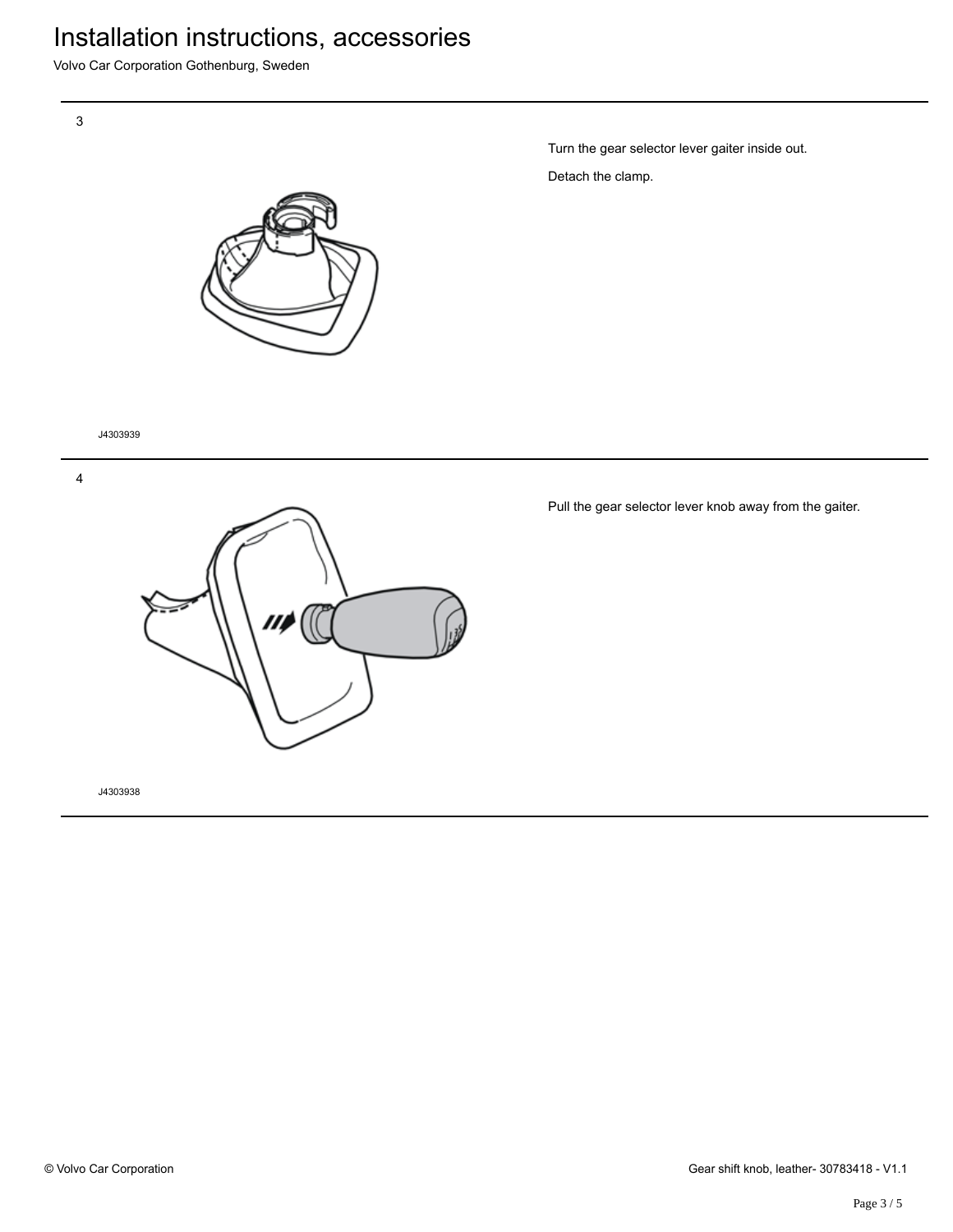3

Turn the gear selector lever gaiter inside out.

Detach the clamp.

J4303939

4

Pull the gear selector lever knob away from the gaiter.

J4303938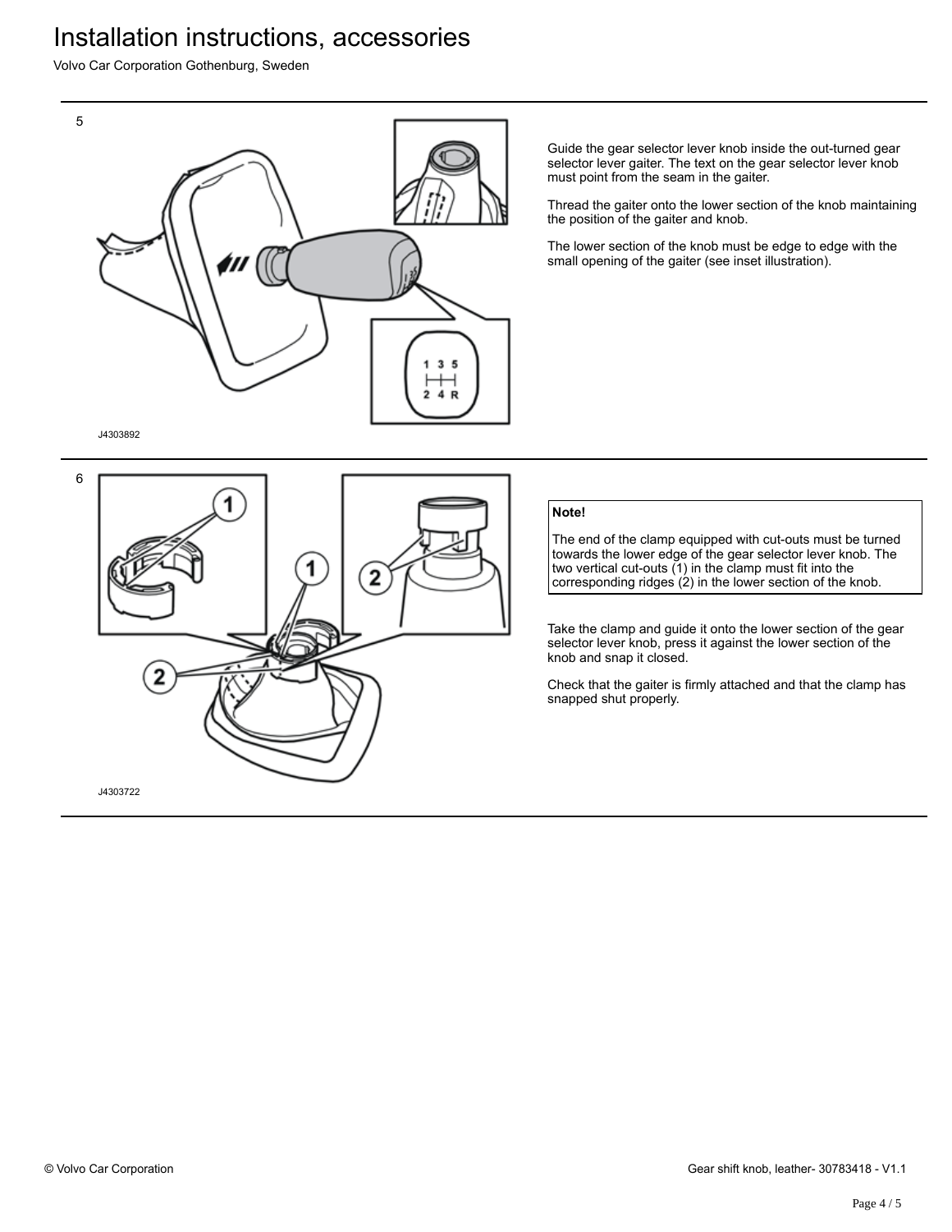5

J4303892

Guide the gear selector lever knob inside the out-turned gear selector lever gaiter. The text on the gear selector lever knob must point from the seam in the gaiter.

Thread the gaiter onto the lower section of the knob maintaining the position of the gaiter and knob.

The lower section of the knob must be edge to edge with the small opening of the gaiter (see inset illustration).

6

J4303722

**Note!**

The end of the clamp equipped with cut-outs must be turned towards the lower edge of the gear selector lever knob. The two vertical cut-outs (1) in the clamp must fit into the corresponding ridges (2) in the lower section of the knob.

Take the clamp and guide it onto the lower section of the gear selector lever knob, press it against the lower section of the knob and snap it closed.

Check that the gaiter is firmly attached and that the clamp has snapped shut properly.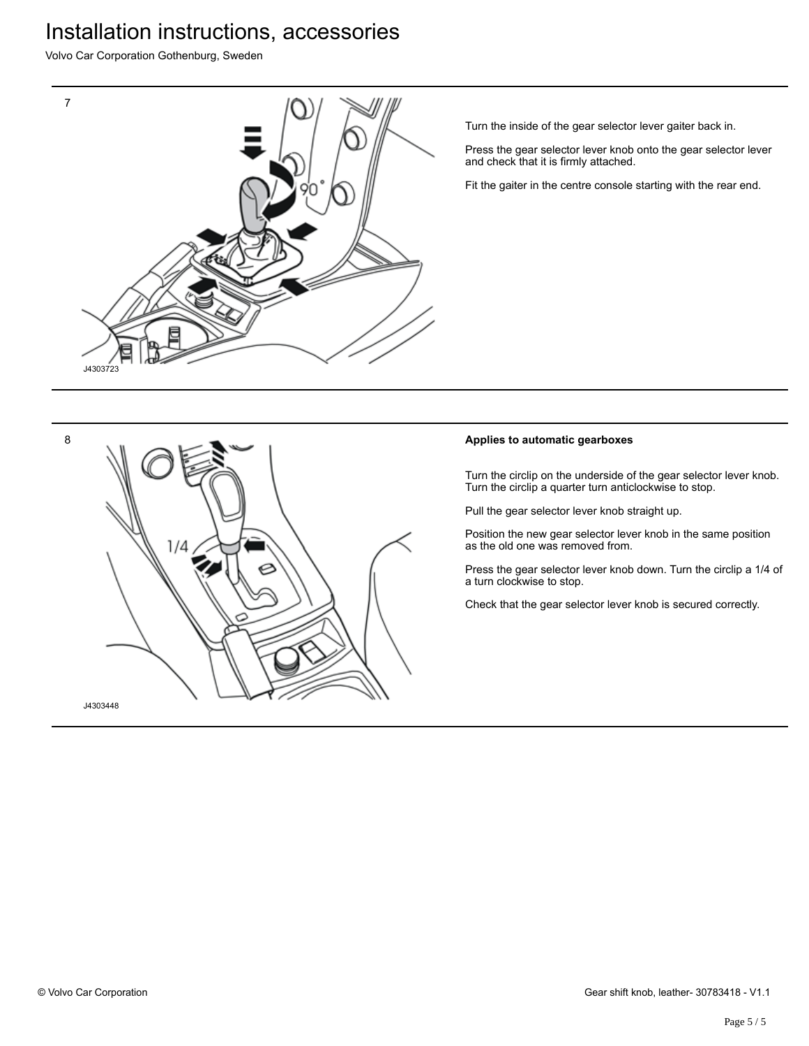# Installation instructions, accessories

Volvo Car Corporation Gothenburg, Sweden

7

J4303723

Turn the inside of the gear selector lever gaiter back in.

Press the gear selector lever knob onto the gear selector lever and check that it is firmly attached.

Fit the gaiter in the centre console starting with the rear end.

8

J4303448

**Applies to automatic gearboxes**

Turn the circlip on the underside of the gear selector lever knob. Turn the circlip a quarter turn anticlockwise to stop.

Pull the gear selector lever knob straight up.

Position the new gear selector lever knob in the same position as the old one was removed from.

Press the gear selector lever knob down. Turn the circlip a 1/4 of a turn clockwise to stop.

Check that the gear selector lever knob is secured correctly.

© Volvo Car Corporation

Gear shift knob, leather- 30783418 - V1.1